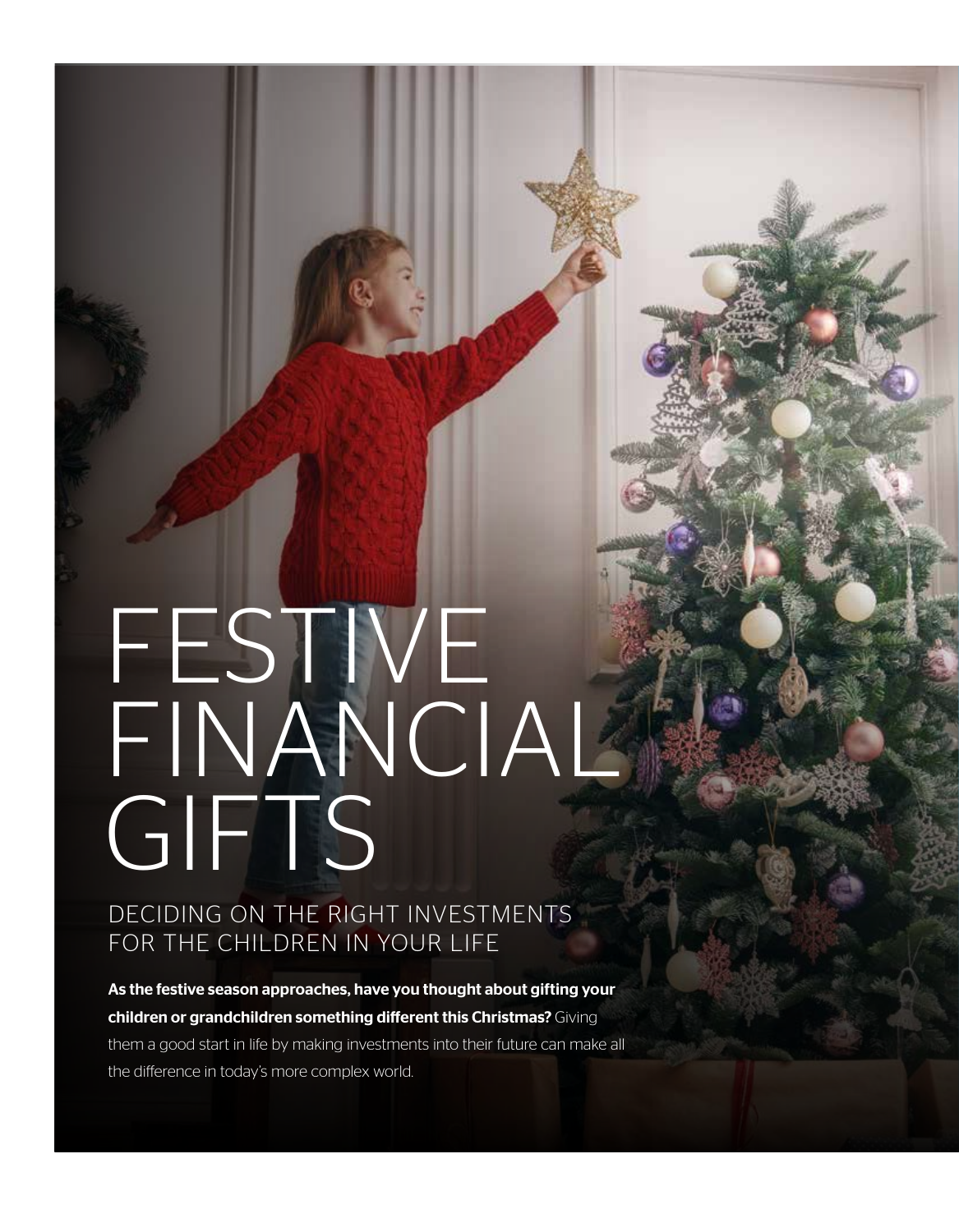# FESTIVE FINANCIAL GIFTS

## DECIDING ON THE RIGHT INVESTMENTS FOR THE CHILDREN IN YOUR LIFE

**As the festive season approaches, have you thought about gifting your children or grandchildren something different this Christmas?** Giving them a good start in life by making investments into their future can make all the difference in today's more complex world.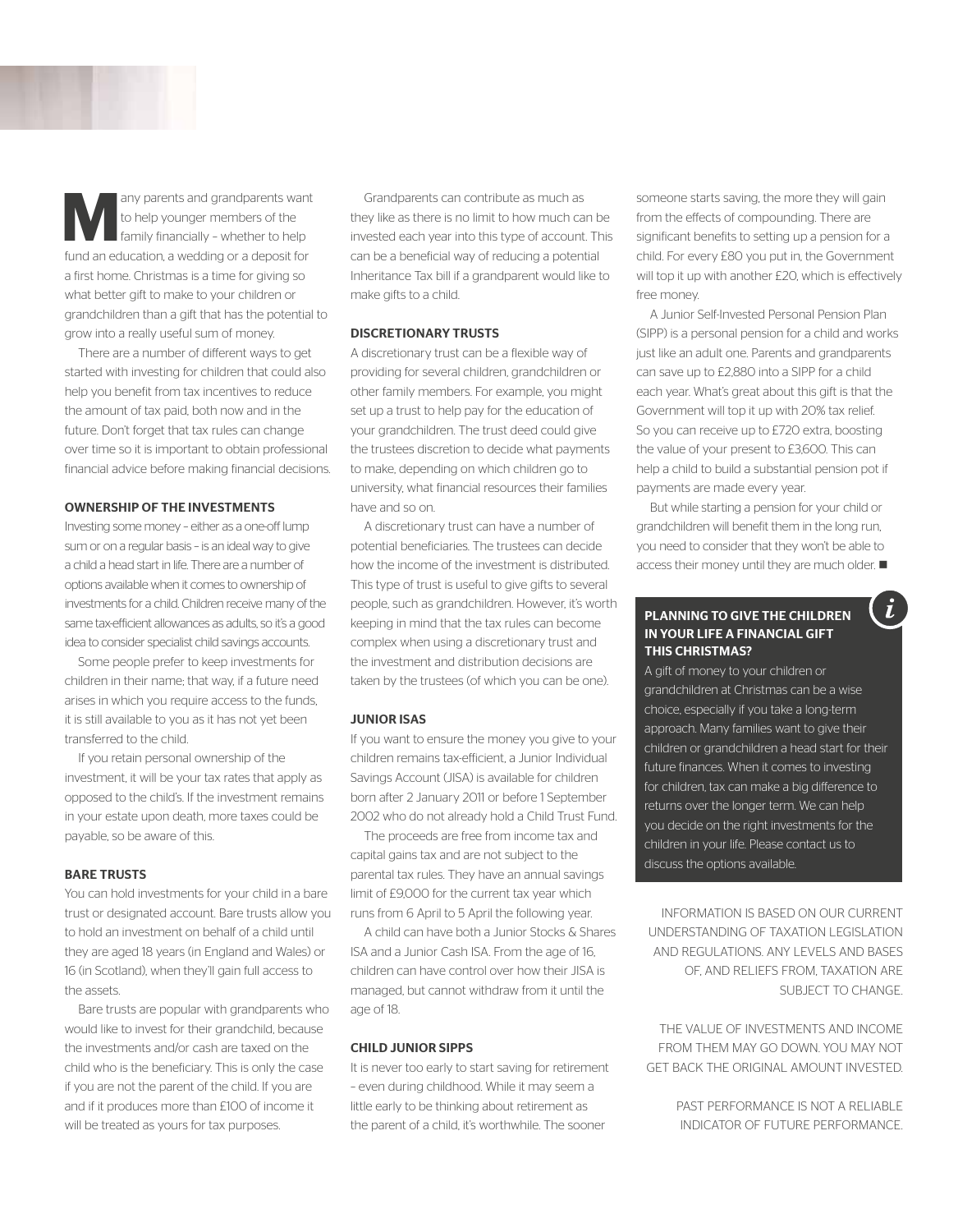Many parents and grandparents want to help younger members of the family financially – whether to help fund an education, a wedding or a deposit for a first home. Christmas is a time for giving so what better gift to make to your children or grandchildren than a gift that has the potential to grow into a really useful sum of money.

There are a number of different ways to get started with investing for children that could also help you benefit from tax incentives to reduce the amount of tax paid, both now and in the future. Don't forget that tax rules can change over time so it is important to obtain professional financial advice before making financial decisions.

### OWNERSHIP OF THE INVESTMENTS

Investing some money – either as a one-off lump sum or on a regular basis – is an ideal way to give a child a head start in life. There are a number of options available when it comes to ownership of investments for a child. Children receive many of the same tax-efficient allowances as adults, so it's a good idea to consider specialist child savings accounts.

Some people prefer to keep investments for children in their name; that way, if a future need arises in which you require access to the funds, it is still available to you as it has not yet been transferred to the child.

If you retain personal ownership of the investment, it will be your tax rates that apply as opposed to the child's. If the investment remains in your estate upon death, more taxes could be payable, so be aware of this.

### BARE TRUSTS

You can hold investments for your child in a bare trust or designated account. Bare trusts allow you to hold an investment on behalf of a child until they are aged 18 years (in England and Wales) or 16 (in Scotland), when they'll gain full access to the assets.

Bare trusts are popular with grandparents who would like to invest for their grandchild, because the investments and/or cash are taxed on the child who is the beneficiary. This is only the case if you are not the parent of the child. If you are and if it produces more than £100 of income it will be treated as yours for tax purposes.

Grandparents can contribute as much as they like as there is no limit to how much can be invested each year into this type of account. This can be a beneficial way of reducing a potential Inheritance Tax bill if a grandparent would like to make gifts to a child.

### DISCRETIONARY TRUSTS

A discretionary trust can be a flexible way of providing for several children, grandchildren or other family members. For example, you might set up a trust to help pay for the education of your grandchildren. The trust deed could give the trustees discretion to decide what payments to make, depending on which children go to university, what financial resources their families have and so on.

A discretionary trust can have a number of potential beneficiaries. The trustees can decide how the income of the investment is distributed. This type of trust is useful to give gifts to several people, such as grandchildren. However, it's worth keeping in mind that the tax rules can become complex when using a discretionary trust and the investment and distribution decisions are taken by the trustees (of which you can be one).

### JUNIOR ISAS

If you want to ensure the money you give to your children remains tax-efficient, a Junior Individual Savings Account (JISA) is available for children born after 2 January 2011 or before 1 September 2002 who do not already hold a Child Trust Fund.

The proceeds are free from income tax and capital gains tax and are not subject to the parental tax rules. They have an annual savings limit of £9,000 for the current tax year which runs from 6 April to 5 April the following year.

A child can have both a Junior Stocks & Shares ISA and a Junior Cash ISA. From the age of 16, children can have control over how their JISA is managed, but cannot withdraw from it until the age of 18.

### CHILD JUNIOR SIPPS

It is never too early to start saving for retirement – even during childhood. While it may seem a little early to be thinking about retirement as the parent of a child, it's worthwhile. The sooner someone starts saving, the more they will gain from the effects of compounding. There are significant benefits to setting up a pension for a child. For every £80 you put in, the Government will top it up with another £20, which is effectively free money.

A Junior Self-Invested Personal Pension Plan (SIPP) is a personal pension for a child and works just like an adult one. Parents and grandparents can save up to £2,880 into a SIPP for a child each year. What's great about this gift is that the Government will top it up with 20% tax relief. So you can receive up to £720 extra, boosting the value of your present to £3,600. This can help a child to build a substantial pension pot if payments are made every year.

But while starting a pension for your child or grandchildren will benefit them in the long run, you need to consider that they won't be able to access their money until they are much older. ■

### PLANNING TO GIVE THE CHILDREN IN YOUR LIFE A FINANCIAL GIFT THIS CHRISTMAS?

A gift of money to your children or grandchildren at Christmas can be a wise choice, especially if you take a long-term approach. Many families want to give their children or grandchildren a head start for their future finances. When it comes to investing for children, tax can make a big difference to returns over the longer term. We can help you decide on the right investments for the children in your life. Please contact us to discuss the options available.

INFORMATION IS BASED ON OUR CURRENT UNDERSTANDING OF TAXATION LEGISLATION AND REGULATIONS. ANY LEVELS AND BASES OF, AND RELIEFS FROM, TAXATION ARE SUBJECT TO CHANGE.

THE VALUE OF INVESTMENTS AND INCOME FROM THEM MAY GO DOWN. YOU MAY NOT GET BACK THE ORIGINAL AMOUNT INVESTED.

PAST PERFORMANCE IS NOT A RELIABLE INDICATOR OF FUTURE PERFORMANCE.